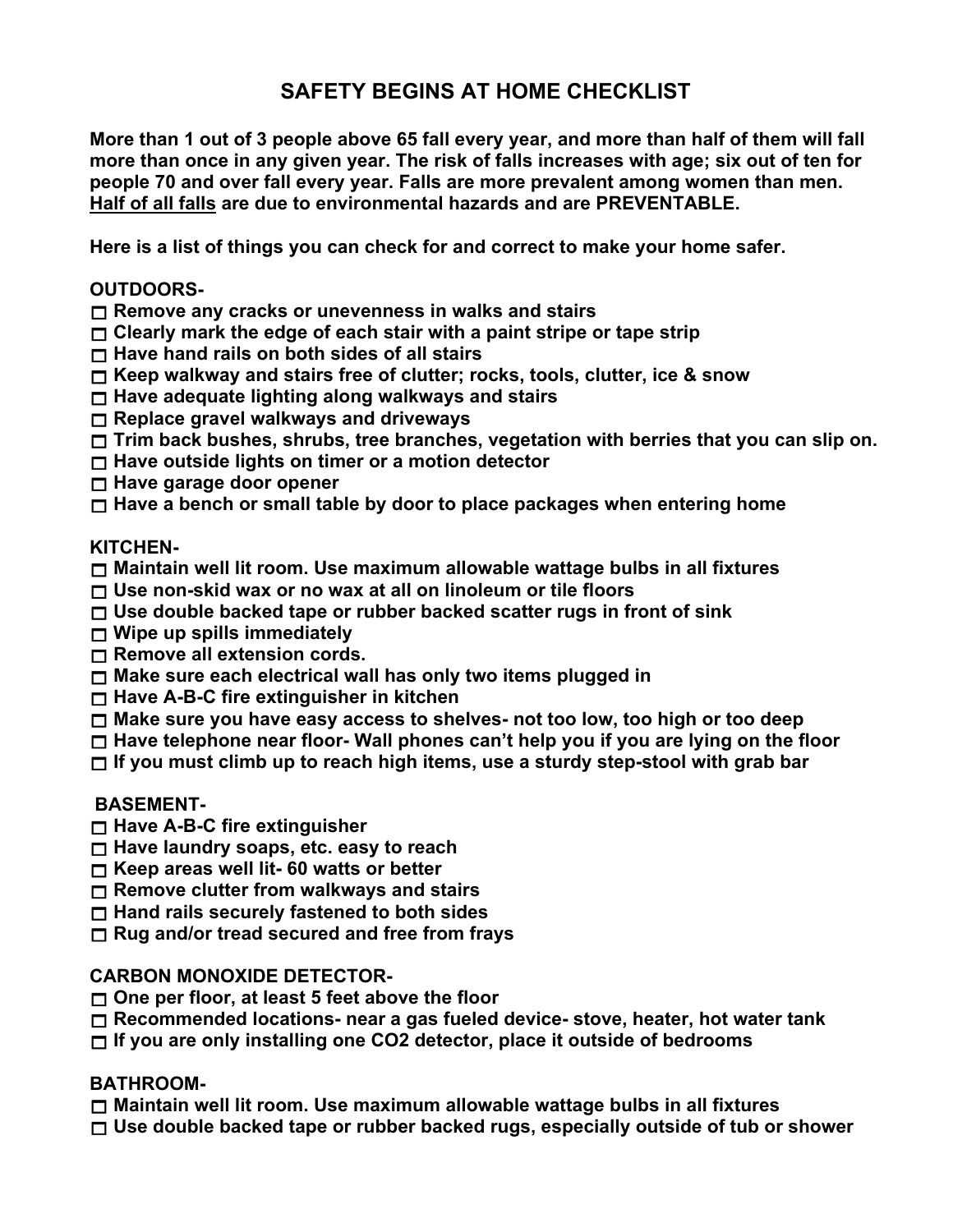# SAFETY BEGINS AT HOME CHECKLIST

**More than 1 out of 3 people above 65 fall every year, and more than half of them will fall more than once in any given year. The risk of falls increases with age; six out of ten for people 70 and over fall every year. Falls are more prevalent among women than men. <u>Half of all falls</u> are due to environmental hazards and are PREVENTABLE.**

**Here is a list of things you can check for and correct to make your home safer.**

**OUTDOORS-**

- ☐ Remove any cracks or unevenness in walks and stairs
- ☐ Clearly mark the edge of each stair with a paint stripe or tape strip
- ☐ Have hand rails on both sides of all stairs
- ☐ Keep walkway and stairs free of clutter; rocks, tools, clutter, ice & snow
- ☐ Have adequate lighting along walkways and stairs
- ☐ Replace gravel walkways and driveways
- ☐ Trim back bushes, shrubs, tree branches, vegetation with berries that you can slip on.
- ☐ Have outside lights on timer or a motion detector
- ☐ Have garage door opener
- ☐ Have a bench or small table by door to place packages when entering home

**KITCHEN-**

- ☐ Maintain well lit room. Use maximum allowable wattage bulbs in all fixtures
- ☐ Use non-skid wax or no wax at all on linoleum or tile floors
- ☐ Use double backed tape or rubber backed scatter rugs in front of sink
- ☐ Wipe up spills immediately
- ☐ Remove all extension cords.
- ☐ Make sure each electrical wall has only two items plugged in
- ☐ Have A-B-C fire extinguisher in kitchen
- ☐ Make sure you have easy access to shelves- not too low, too high or too deep
- ☐ Have telephone near floor- Wall phones can't help you if you are lying on the floor
- ☐ If you must climb up to reach high items, use a sturdy step-stool with grab bar

**BASEMENT-**

- ☐ Have A-B-C fire extinguisher
- ☐ Have laundry soaps, etc. easy to reach
- ☐ Keep areas well lit- 60 watts or better
- ☐ Remove clutter from walkways and stairs
- ☐ Hand rails securely fastened to both sides
- ☐ Rug and/or tread secured and free from frays

**CARBON MONOXIDE DETECTOR-**

- ☐ One per floor, at least 5 feet above the floor
- ☐ Recommended locations- near a gas fueled device- stove, heater, hot water tank
- ☐ If you are only installing one $CO_2$ detector, place it outside of bedrooms

**BATHROOM-**

- ☐ Maintain well lit room. Use maximum allowable wattage bulbs in all fixtures
- ☐ Use double backed tape or rubber backed rugs, especially outside of tub or shower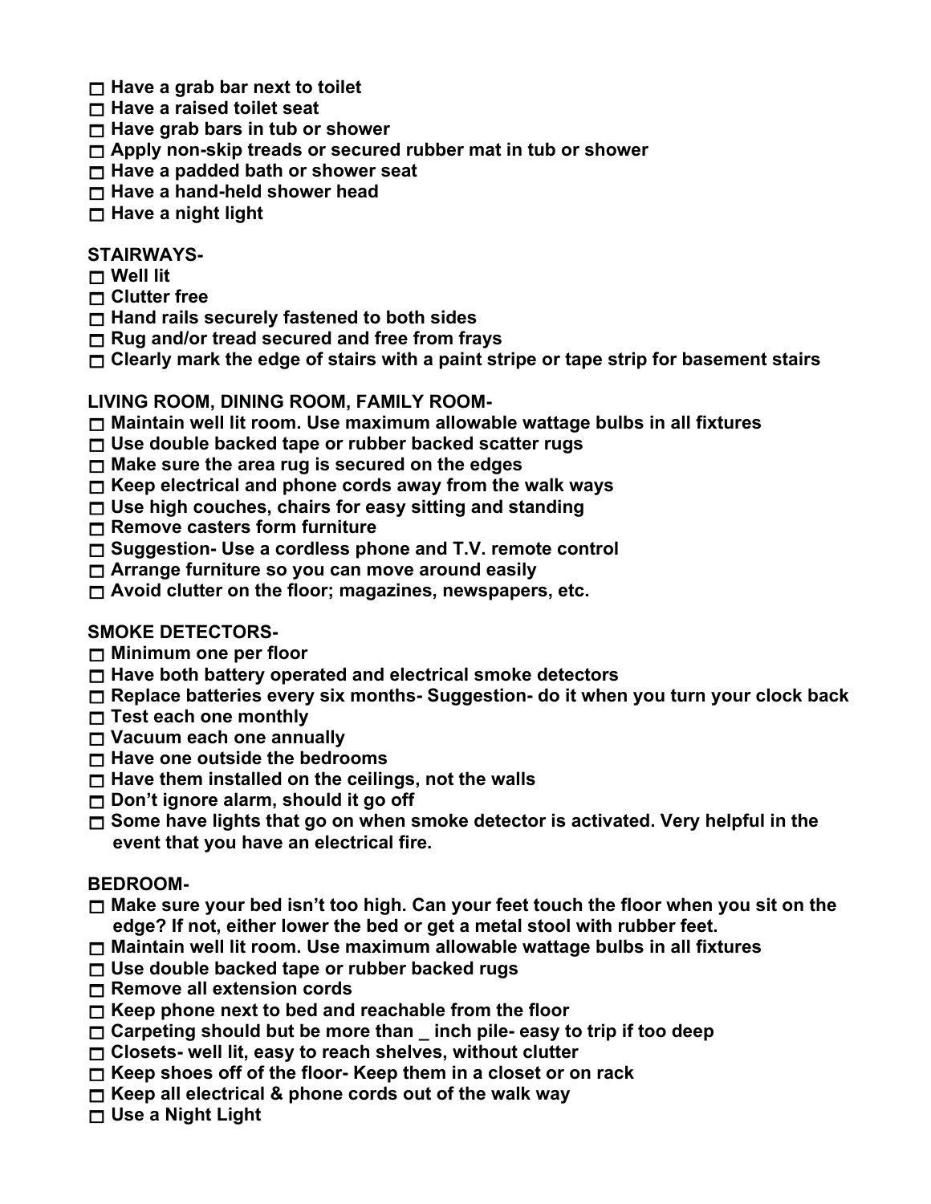- ☐ **Have a grab bar next to toilet**
- ☐ **Have a raised toilet seat**
- ☐ **Have grab bars in tub or shower**
- ☐ **Apply non-skip treads or secured rubber mat in tub or shower**
- ☐ **Have a padded bath or shower seat**
- ☐ **Have a hand-held shower head**
- ☐ **Have a night light**

**STAIRWAYS-**

- ☐ **Well lit**
- ☐ **Clutter free**
- ☐ **Hand rails securely fastened to both sides**
- ☐ **Rug and/or tread secured and free from frays**
- ☐ **Clearly mark the edge of stairs with a paint stripe or tape strip for basement stairs**

**LIVING ROOM, DINING ROOM, FAMILY ROOM-**

- ☐ **Maintain well lit room. Use maximum allowable wattage bulbs in all fixtures**
- ☐ **Use double backed tape or rubber backed scatter rugs**
- ☐ **Make sure the area rug is secured on the edges**
- ☐ **Keep electrical and phone cords away from the walk ways**
- ☐ **Use high couches, chairs for easy sitting and standing**
- ☐ **Remove casters form furniture**
- ☐ **Suggestion- Use a cordless phone and T.V. remote control**
- ☐ **Arrange furniture so you can move around easily**
- ☐ **Avoid clutter on the floor; magazines, newspapers, etc.**

**SMOKE DETECTORS-**

- ☐ **Minimum one per floor**
- ☐ **Have both battery operated and electrical smoke detectors**
- ☐ **Replace batteries every six months- Suggestion- do it when you turn your clock back**
- ☐ **Test each one monthly**
- ☐ **Vacuum each one annually**
- ☐ **Have one outside the bedrooms**
- ☐ **Have them installed on the ceilings, not the walls**
- ☐ **Don't ignore alarm, should it go off**
- ☐ **Some have lights that go on when smoke detector is activated. Very helpful in the event that you have an electrical fire.**

**BEDROOM-**

- ☐ **Make sure your bed isn't too high. Can your feet touch the floor when you sit on the edge? If not, either lower the bed or get a metal stool with rubber feet.**
- ☐ **Maintain well lit room. Use maximum allowable wattage bulbs in all fixtures**
- ☐ **Use double backed tape or rubber backed rugs**
- ☐ **Remove all extension cords**
- ☐ **Keep phone next to bed and reachable from the floor**
- ☐ **Carpeting should but be more than _ inch pile- easy to trip if too deep**
- ☐ **Closets- well lit, easy to reach shelves, without clutter**
- ☐ **Keep shoes off of the floor- Keep them in a closet or on rack**
- ☐ **Keep all electrical & phone cords out of the walk way**
- ☐ **Use a Night Light**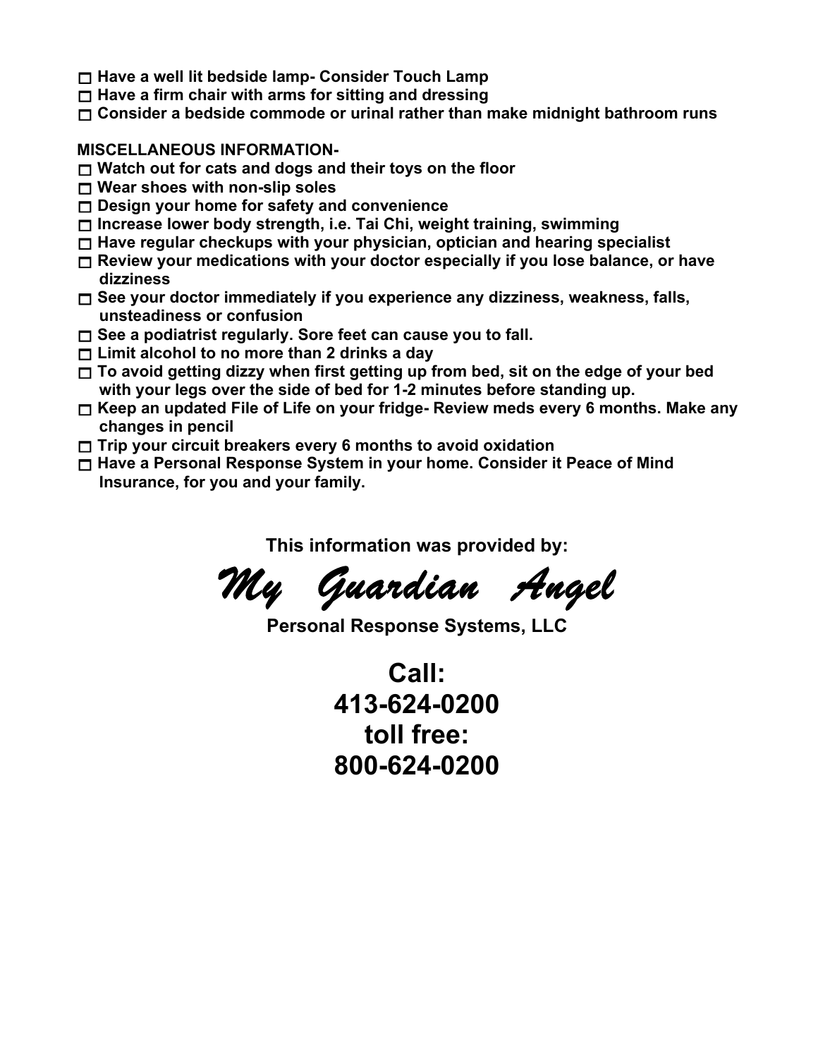- ☐ **Have a well lit bedside lamp- Consider Touch Lamp**
- ☐ **Have a firm chair with arms for sitting and dressing**
- ☐ **Consider a bedside commode or urinal rather than make midnight bathroom runs**

**MISCELLANEOUS INFORMATION-**

- ☐ **Watch out for cats and dogs and their toys on the floor**
- ☐ **Wear shoes with non-slip soles**
- ☐ **Design your home for safety and convenience**
- ☐ **Increase lower body strength, i.e. Tai Chi, weight training, swimming**
- ☐ **Have regular checkups with your physician, optician and hearing specialist**
- ☐ **Review your medications with your doctor especially if you lose balance, or have dizziness**
- ☐ **See your doctor immediately if you experience any dizziness, weakness, falls, unsteadiness or confusion**
- ☐ **See a podiatrist regularly. Sore feet can cause you to fall.**
- ☐ **Limit alcohol to no more than 2 drinks a day**
- ☐ **To avoid getting dizzy when first getting up from bed, sit on the edge of your bed with your legs over the side of bed for 1-2 minutes before standing up.**
- ☐ **Keep an updated File of Life on your fridge- Review meds every 6 months. Make any changes in pencil**
- ☐ **Trip your circuit breakers every 6 months to avoid oxidation**
- ☐ **Have a Personal Response System in your home. Consider it Peace of Mind Insurance, for you and your family.**

**This information was provided by:**

*My Guardian Angel*

**Personal Response Systems, LLC**

## Call:
## 413-624-0200
## toll free:
## 800-624-0200